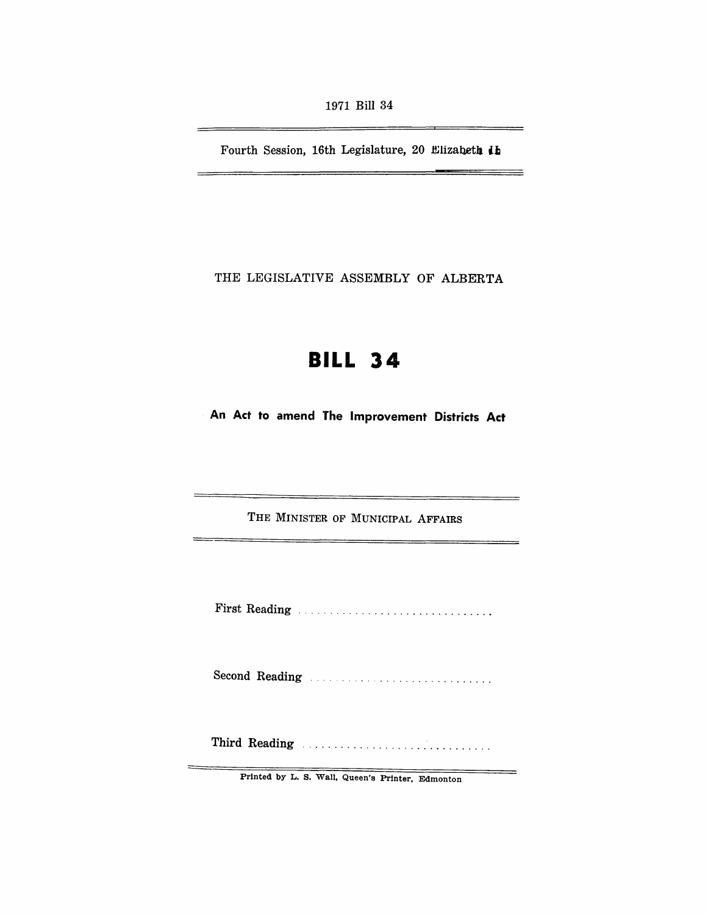1971 Bill 34

Fourth Session, 16th Legislature, 20 Elizabeth II

THE LEGISLATIVE ASSEMBLY OF ALBERTA

# BILL 34

## An Act to amend The Improvement Districts Act

THE MINISTER OF MUNICIPAL AFFAIRS

First Reading . . . . . . . . . . . . . . . . . . . . . . . . . . . . . .

Second Reading . . . . . . . . . . . . . . . . . . . . . . . . . . . . .

Third Reading . . . . . . . . . . . . . . . . . . . . . . . . . . . . . .

Printed by L. S. Wall, Queen's Printer, Edmonton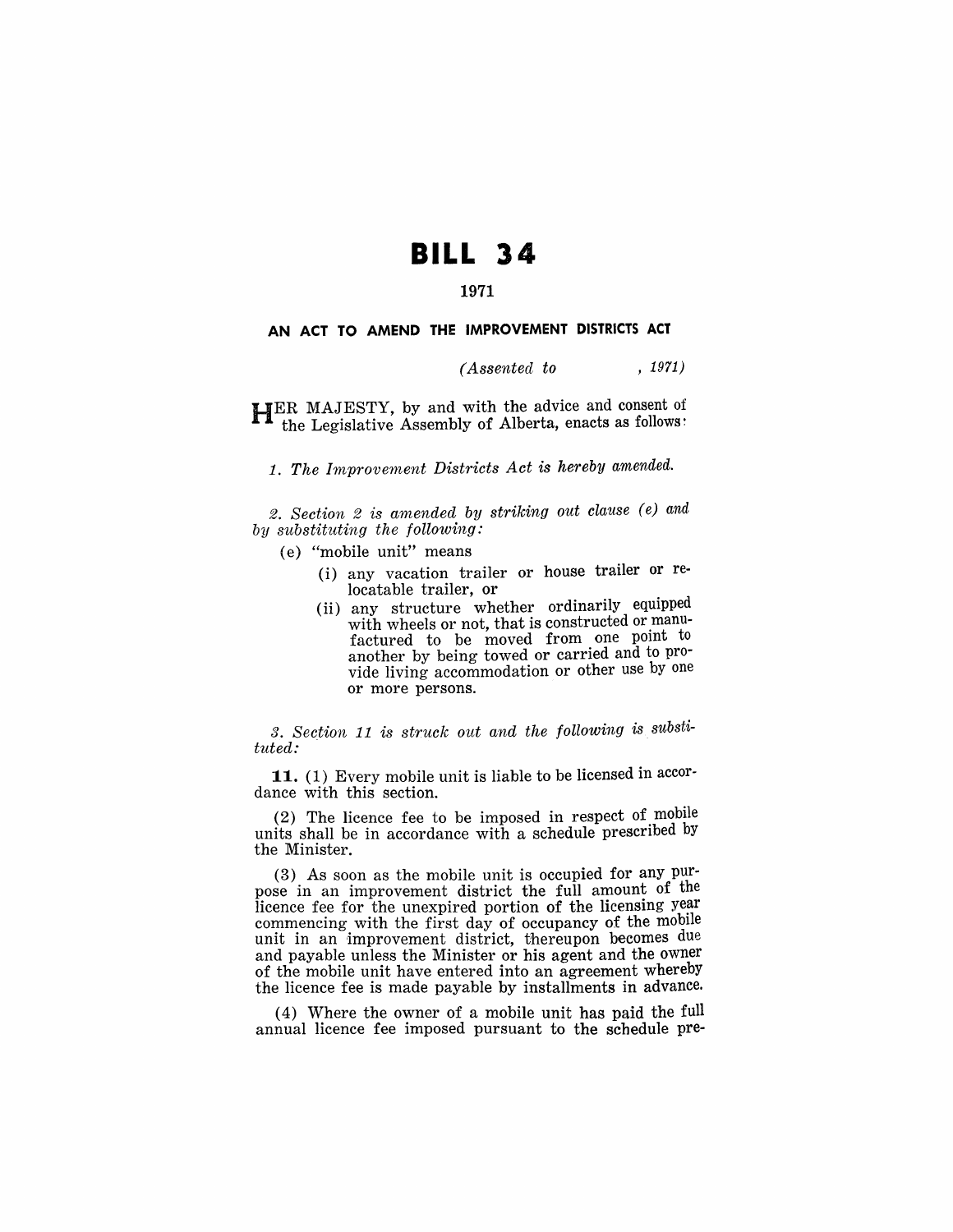# BILL 34

1971

## AN ACT TO AMEND THE IMPROVEMENT DISTRICTS ACT

*(Assented to , 1971)*

HER MAJESTY, by and with the advice and consent of the Legislative Assembly of Alberta, enacts as follows:

*1. The Improvement Districts Act is hereby amended.*

*2. Section 2 is amended by striking out clause (e) and by substituting the following:*

(e) "mobile unit" means

(i) any vacation trailer or house trailer or relocatable trailer, or

(ii) any structure whether ordinarily equipped with wheels or not, that is constructed or manufactured to be moved from one point to another by being towed or carried and to provide living accommodation or other use by one or more persons.

*3. Section 11 is struck out and the following is substituted:*

**11.** (1) Every mobile unit is liable to be licensed in accordance with this section.

(2) The licence fee to be imposed in respect of mobile units shall be in accordance with a schedule prescribed by the Minister.

(3) As soon as the mobile unit is occupied for any purpose in an improvement district the full amount of the licence fee for the unexpired portion of the licensing year commencing with the first day of occupancy of the mobile unit in an improvement district, thereupon becomes due and payable unless the Minister or his agent and the owner of the mobile unit have entered into an agreement whereby the licence fee is made payable by installments in advance.

(4) Where the owner of a mobile unit has paid the full annual licence fee imposed pursuant to the schedule pre-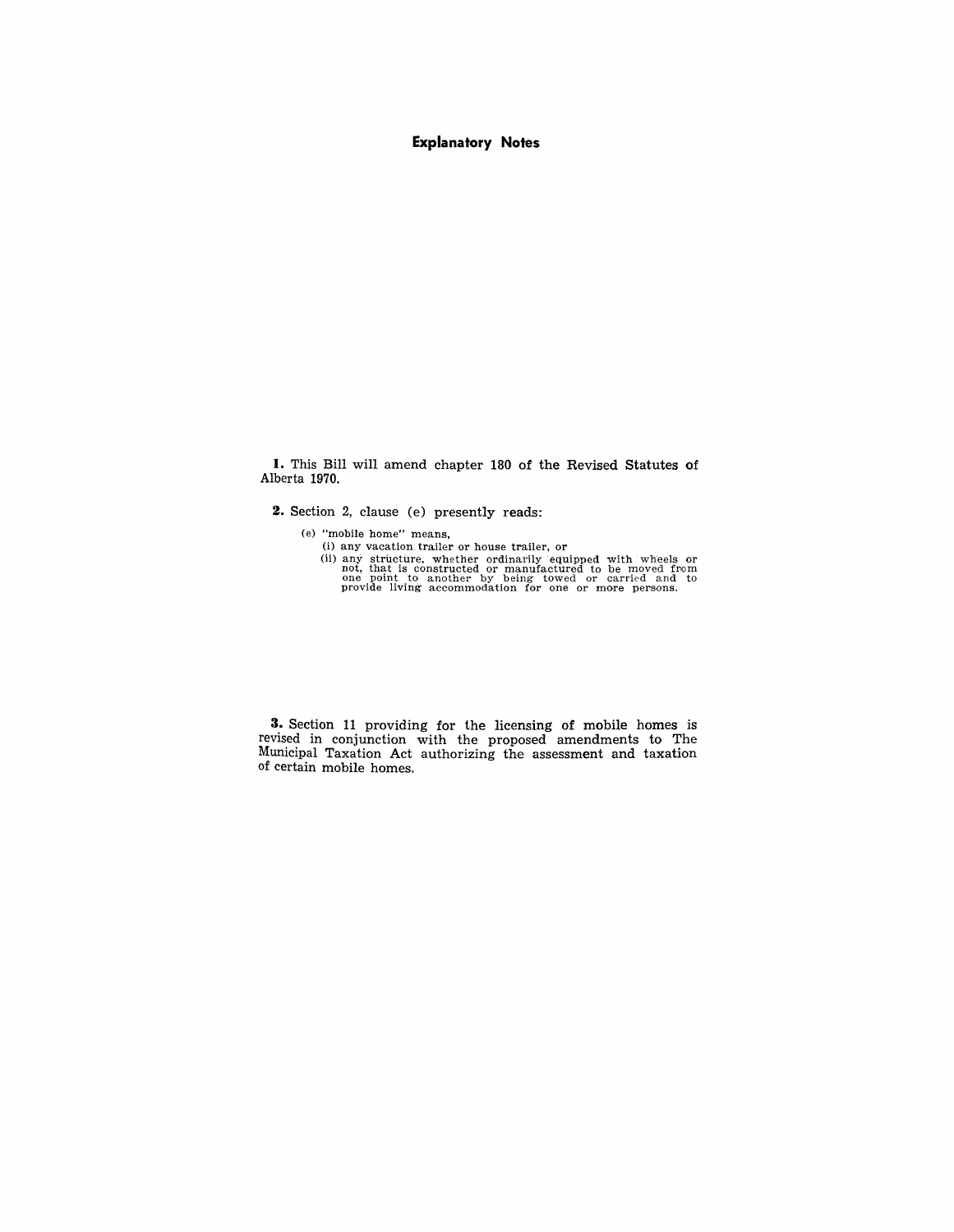## Explanatory Notes

**1.** This Bill will amend chapter 180 of the Revised Statutes of Alberta 1970.

**2.** Section 2, clause (e) presently reads:

> (e) "mobile home" means,
> 
> (i) any vacation trailer or house trailer, or
> 
> (ii) any structure, whether ordinarily equipped with wheels or not, that is constructed or manufactured to be moved from one point to another by being towed or carried and to provide living accommodation for one or more persons.

**3.** Section 11 providing for the licensing of mobile homes is revised in conjunction with the proposed amendments to The Municipal Taxation Act authorizing the assessment and taxation of certain mobile homes.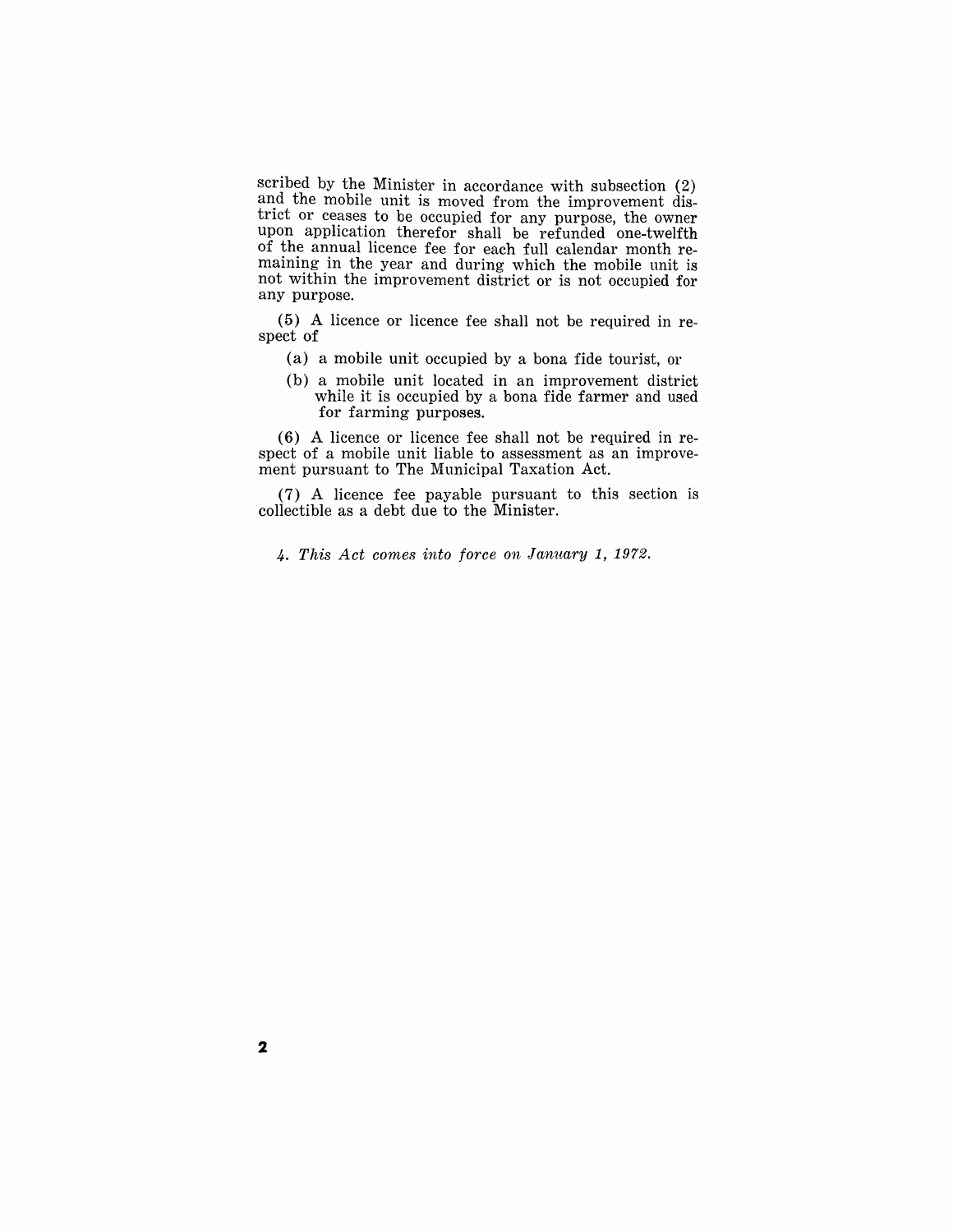scribed by the Minister in accordance with subsection (2) and the mobile unit is moved from the improvement district or ceases to be occupied for any purpose, the owner upon application therefor shall be refunded one-twelfth of the annual licence fee for each full calendar month remaining in the year and during which the mobile unit is not within the improvement district or is not occupied for any purpose.

(5) A licence or licence fee shall not be required in respect of

- (a) a mobile unit occupied by a bona fide tourist, or
- (b) a mobile unit located in an improvement district while it is occupied by a bona fide farmer and used for farming purposes.

(6) A licence or licence fee shall not be required in respect of a mobile unit liable to assessment as an improvement pursuant to The Municipal Taxation Act.

(7) A licence fee payable pursuant to this section is collectible as a debt due to the Minister.

*4. This Act comes into force on January 1, 1972.*